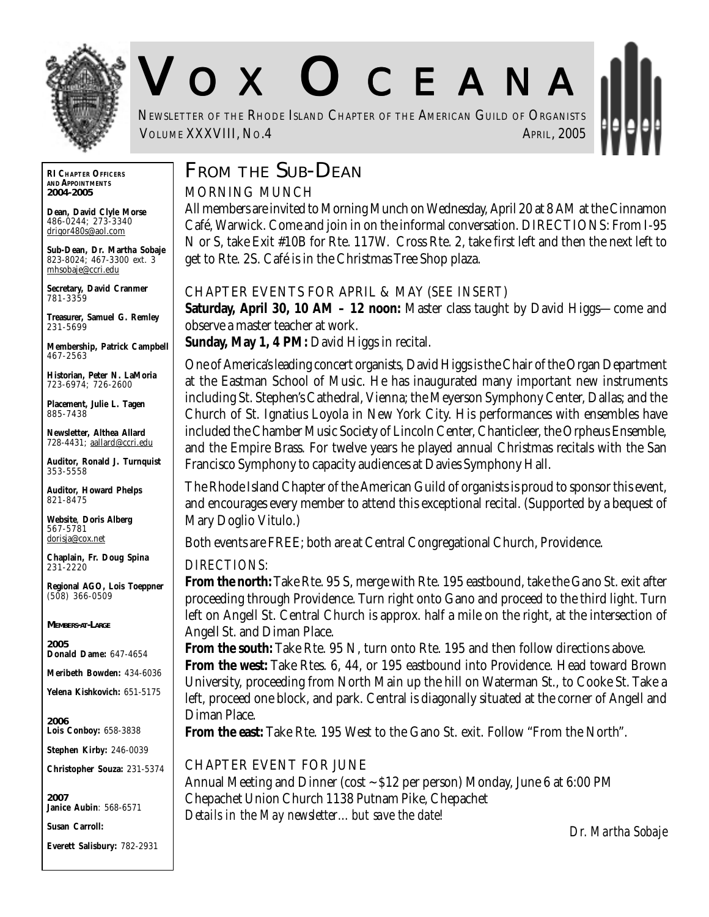# VOX OCEANA

NEWSLETTER OF THE RHODE ISLAND CHAPTER OF THE AMERICAN GUILD OF ORGANISTS

VOLUME XXXVIII, NO.4 — APRIL, 2005

**RI CHAPTER OFFICERS AND APPOINTMENTS 2004-2005**

**Dean, David Clyle Morse**
486-0244; 273-3340
drigor480s@aol.com

**Sub-Dean, Dr. Martha Sobaje**
823-8024; 467-3300 ext. 3
mhsobaje@ccri.edu

**Secretary, David Cranmer**
781-3359

**Treasurer, Samuel G. Remley**
231-5699

**Membership, Patrick Campbell**
467-2563

**Historian, Peter N. LaMoria**
723-6974; 726-2600

**Placement, Julie L. Tagen**
885-7438

**Newsletter, Althea Allard**
728-4431; aallard@ccri.edu

**Auditor, Ronald J. Turnquist**
353-5558

**Auditor, Howard Phelps**
821-8475

**Website, Doris Alberg**
567-5781
dorisja@cox.net

**Chaplain, Fr. Doug Spina**
231-2220

**Regional AGO, Lois Toeppner**
(508) 366-0509

**MEMBERS-AT-LARGE**

**2005**
**Donald Dame:** 647-4654
**Meribeth Bowden:** 434-6036
**Yelena Kishkovich:** 651-5175

**2006**
**Lois Conboy:** 658-3838
**Stephen Kirby:** 246-0039
**Christopher Souza:** 231-5374

**2007**
**Janice Aubin**: 568-6571
**Susan Carroll:**
**Everett Salisbury:** 782-2931

## FROM THE SUB-DEAN

### MORNING MUNCH

All members are invited to Morning Munch on Wednesday, April 20 at 8 AM at the Cinnamon Café, Warwick. Come and join in on the informal conversation. DIRECTIONS: From I-95 N or S, take Exit #10B for Rte. 117W. Cross Rte. 2, take first left and then the next left to get to Rte. 2S. Café is in the Christmas Tree Shop plaza.

### CHAPTER EVENTS FOR APRIL & MAY (SEE INSERT)

**Saturday, April 30, 10 AM – 12 noon:** Master class taught by David Higgs—come and observe a master teacher at work.

**Sunday, May 1, 4 PM:** David Higgs in recital.

One of America's leading concert organists, David Higgs is the Chair of the Organ Department at the Eastman School of Music. He has inaugurated many important new instruments including St. Stephen's Cathedral, Vienna; the Meyerson Symphony Center, Dallas; and the Church of St. Ignatius Loyola in New York City. His performances with ensembles have included the Chamber Music Society of Lincoln Center, Chanticleer, the Orpheus Ensemble, and the Empire Brass. For twelve years he played annual Christmas recitals with the San Francisco Symphony to capacity audiences at Davies Symphony Hall.

The Rhode Island Chapter of the American Guild of organists is proud to sponsor this event, and encourages every member to attend this exceptional recital. (Supported by a bequest of Mary Doglio Vitulo.)

Both events are FREE; both are at Central Congregational Church, Providence.

*DIRECTIONS:*

**From the north:** Take Rte. 95 S, merge with Rte. 195 eastbound, take the Gano St. exit after proceeding through Providence. Turn right onto Gano and proceed to the third light. Turn left on Angell St. Central Church is approx. half a mile on the right, at the intersection of Angell St. and Diman Place.

**From the south:** Take Rte. 95 N, turn onto Rte. 195 and then follow directions above.

**From the west:** Take Rtes. 6, 44, or 195 eastbound into Providence. Head toward Brown University, proceeding from North Main up the hill on Waterman St., to Cooke St. Take a left, proceed one block, and park. Central is diagonally situated at the corner of Angell and Diman Place.

**From the east:** Take Rte. 195 West to the Gano St. exit. Follow "From the North".

### CHAPTER EVENT FOR JUNE

Annual Meeting and Dinner (cost ~ $12 per person) Monday, June 6 at 6:00 PM
Chepachet Union Church 1138 Putnam Pike, Chepachet
*Details in the May newsletter… but save the date!*

*Dr. Martha Sobaje*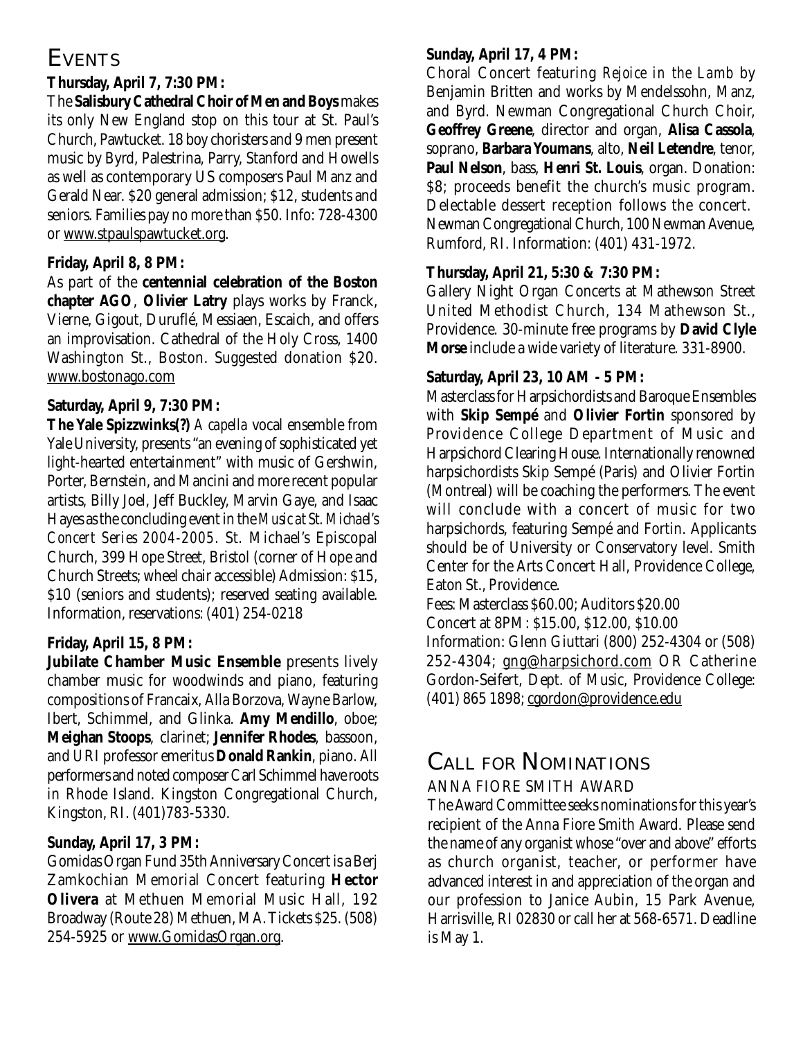## Events

**Thursday, April 7, 7:30 PM:**
The **Salisbury Cathedral Choir of Men and Boys** makes its only New England stop on this tour at St. Paul's Church, Pawtucket. 18 boy choristers and 9 men present music by Byrd, Palestrina, Parry, Stanford and Howells as well as contemporary US composers Paul Manz and Gerald Near. $20 general admission; $12, students and seniors. Families pay no more than $50. Info: 728-4300 or www.stpaulspawtucket.org.

**Friday, April 8, 8 PM:**
As part of the **centennial celebration of the Boston chapter AGO**, **Olivier Latry** plays works by Franck, Vierne, Gigout, Duruflé, Messiaen, Escaich, and offers an improvisation. Cathedral of the Holy Cross, 1400 Washington St., Boston. Suggested donation $20. www.bostonago.com

**Saturday, April 9, 7:30 PM:**
**The Yale Spizzwinks(?)** *A capella* vocal ensemble from Yale University, presents "an evening of sophisticated yet light-hearted entertainment" with music of Gershwin, Porter, Bernstein, and Mancini and more recent popular artists, Billy Joel, Jeff Buckley, Marvin Gaye, and Isaac Hayes as the concluding event in the *Music at St. Michael's Concert Series 2004-2005*. St. Michael's Episcopal Church, 399 Hope Street, Bristol (corner of Hope and Church Streets; wheel chair accessible) Admission: $15, $10 (seniors and students); reserved seating available. Information, reservations: (401) 254-0218

**Friday, April 15, 8 PM:**
**Jubilate Chamber Music Ensemble** presents lively chamber music for woodwinds and piano, featuring compositions of Francaix, Alla Borzova, Wayne Barlow, Ibert, Schimmel, and Glinka. **Amy Mendillo**, oboe; **Meighan Stoops**, clarinet; **Jennifer Rhodes**, bassoon, and URI professor emeritus **Donald Rankin**, piano. All performers and noted composer Carl Schimmel have roots in Rhode Island. Kingston Congregational Church, Kingston, RI. (401)783-5330.

**Sunday, April 17, 3 PM:**
Gomidas Organ Fund 35th Anniversary Concert is a Berj Zamkochian Memorial Concert featuring **Hector Olivera** at Methuen Memorial Music Hall, 192 Broadway (Route 28) Methuen, MA. Tickets $25. (508) 254-5925 or www.GomidasOrgan.org.

**Sunday, April 17, 4 PM:**
Choral Concert featuring *Rejoice in the Lamb* by Benjamin Britten and works by Mendelssohn, Manz, and Byrd. Newman Congregational Church Choir, **Geoffrey Greene**, director and organ, **Alisa Cassola**, soprano, **Barbara Youmans**, alto, **Neil Letendre**, tenor, **Paul Nelson**, bass, **Henri St. Louis**, organ. Donation: $8; proceeds benefit the church's music program. Delectable dessert reception follows the concert. Newman Congregational Church, 100 Newman Avenue, Rumford, RI. Information: (401) 431-1972.

**Thursday, April 21, 5:30 & 7:30 PM:**
Gallery Night Organ Concerts at Mathewson Street United Methodist Church, 134 Mathewson St., Providence. 30-minute free programs by **David Clyle Morse** include a wide variety of literature. 331-8900.

**Saturday, April 23, 10 AM - 5 PM:**
Masterclass for Harpsichordists and Baroque Ensembles with **Skip Sempé** and **Olivier Fortin** sponsored by Providence College Department of Music and Harpsichord Clearing House. Internationally renowned harpsichordists Skip Sempé (Paris) and Olivier Fortin (Montreal) will be coaching the performers. The event will conclude with a concert of music for two harpsichords, featuring Sempé and Fortin. Applicants should be of University or Conservatory level. Smith Center for the Arts Concert Hall, Providence College, Eaton St., Providence.
Fees: Masterclass $60.00; Auditors $20.00
Concert at 8PM: $15.00, $12.00, $10.00
Information: Glenn Giuttari (800) 252-4304 or (508) 252-4304; gng@harpsichord.com OR Catherine Gordon-Seifert, Dept. of Music, Providence College: (401) 865 1898; cgordon@providence.edu

## Call for Nominations

ANNA FIORE SMITH AWARD

The Award Committee seeks nominations for this year's recipient of the Anna Fiore Smith Award. Please send the name of any organist whose "over and above" efforts as church organist, teacher, or performer have advanced interest in and appreciation of the organ and our profession to Janice Aubin, 15 Park Avenue, Harrisville, RI 02830 or call her at 568-6571. Deadline is May 1.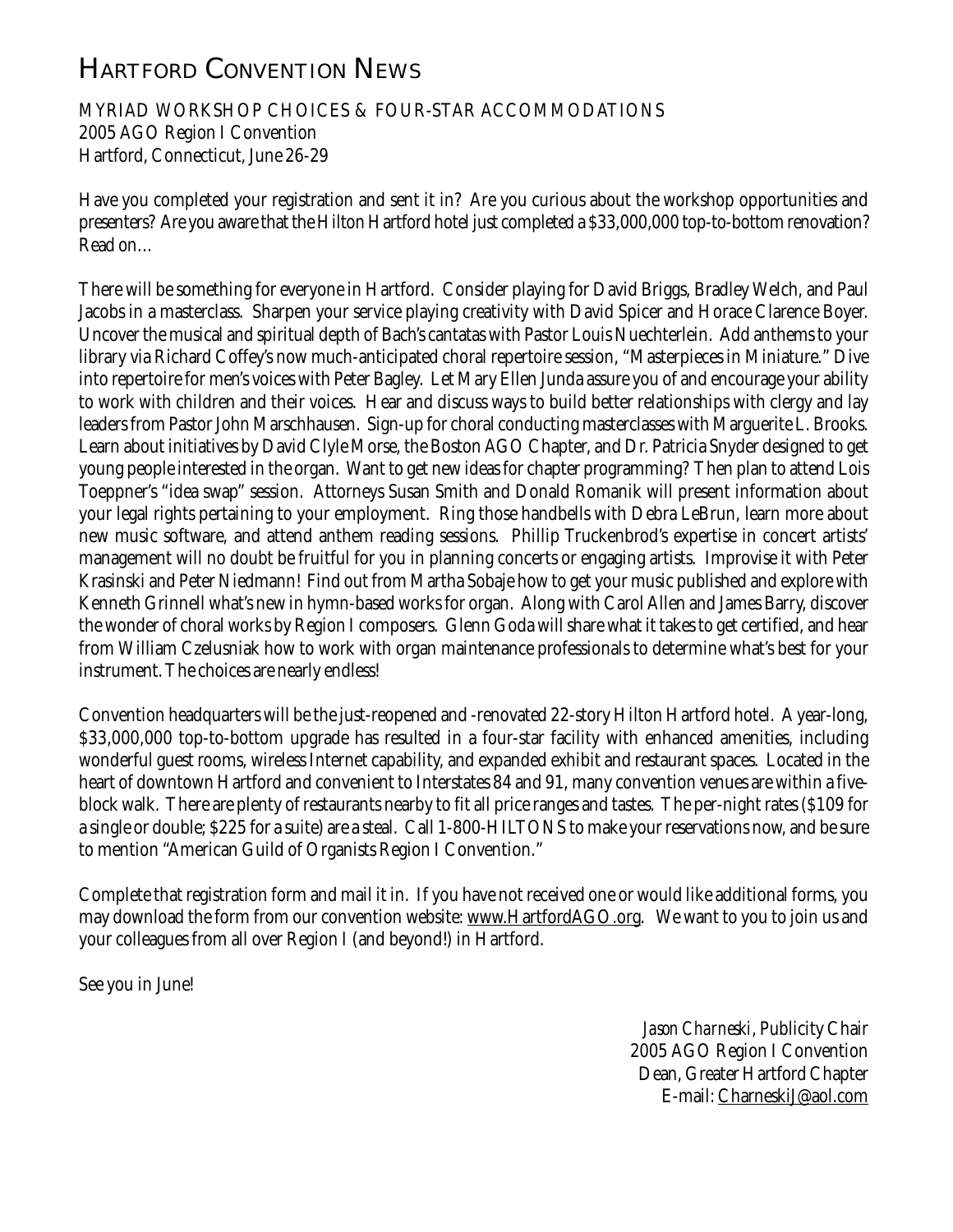# Hartford Convention News

MYRIAD WORKSHOP CHOICES & FOUR-STAR ACCOMMODATIONS
2005 AGO Region I Convention
Hartford, Connecticut, June 26-29

Have you completed your registration and sent it in? Are you curious about the workshop opportunities and presenters? Are you aware that the Hilton Hartford hotel just completed a $33,000,000 top-to-bottom renovation? Read on…

There will be something for everyone in Hartford. Consider playing for David Briggs, Bradley Welch, and Paul Jacobs in a masterclass. Sharpen your service playing creativity with David Spicer and Horace Clarence Boyer. Uncover the musical and spiritual depth of Bach's cantatas with Pastor Louis Nuechterlein. Add anthems to your library via Richard Coffey's now much-anticipated choral repertoire session, "Masterpieces in Miniature." Dive into repertoire for men's voices with Peter Bagley. Let Mary Ellen Junda assure you of and encourage your ability to work with children and their voices. Hear and discuss ways to build better relationships with clergy and lay leaders from Pastor John Marschhausen. Sign-up for choral conducting masterclasses with Marguerite L. Brooks. Learn about initiatives by David Clyle Morse, the Boston AGO Chapter, and Dr. Patricia Snyder designed to get young people interested in the organ. Want to get new ideas for chapter programming? Then plan to attend Lois Toeppner's "idea swap" session. Attorneys Susan Smith and Donald Romanik will present information about your legal rights pertaining to your employment. Ring those handbells with Debra LeBrun, learn more about new music software, and attend anthem reading sessions. Phillip Truckenbrod's expertise in concert artists' management will no doubt be fruitful for you in planning concerts or engaging artists. Improvise it with Peter Krasinski and Peter Niedmann! Find out from Martha Sobaje how to get your music published and explore with Kenneth Grinnell what's new in hymn-based works for organ. Along with Carol Allen and James Barry, discover the wonder of choral works by Region I composers. Glenn Goda will share what it takes to get certified, and hear from William Czelusniak how to work with organ maintenance professionals to determine what's best for your instrument. The choices are nearly endless!

Convention headquarters will be the just-reopened and -renovated 22-story Hilton Hartford hotel. A year-long, $33,000,000 top-to-bottom upgrade has resulted in a four-star facility with enhanced amenities, including wonderful guest rooms, wireless Internet capability, and expanded exhibit and restaurant spaces. Located in the heart of downtown Hartford and convenient to Interstates 84 and 91, many convention venues are within a five-block walk. There are plenty of restaurants nearby to fit all price ranges and tastes. The per-night rates ($109 for a single or double; $225 for a suite) are a steal. Call 1-800-HILTONS to make your reservations now, and be sure to mention "American Guild of Organists Region I Convention."

Complete that registration form and mail it in. If you have not received one or would like additional forms, you may download the form from our convention website: www.HartfordAGO.org. We want to you to join us and your colleagues from all over Region I (and beyond!) in Hartford.

See you in June!

*Jason Charneski*, Publicity Chair
2005 AGO Region I Convention
Dean, Greater Hartford Chapter
E-mail: CharneskiJ@aol.com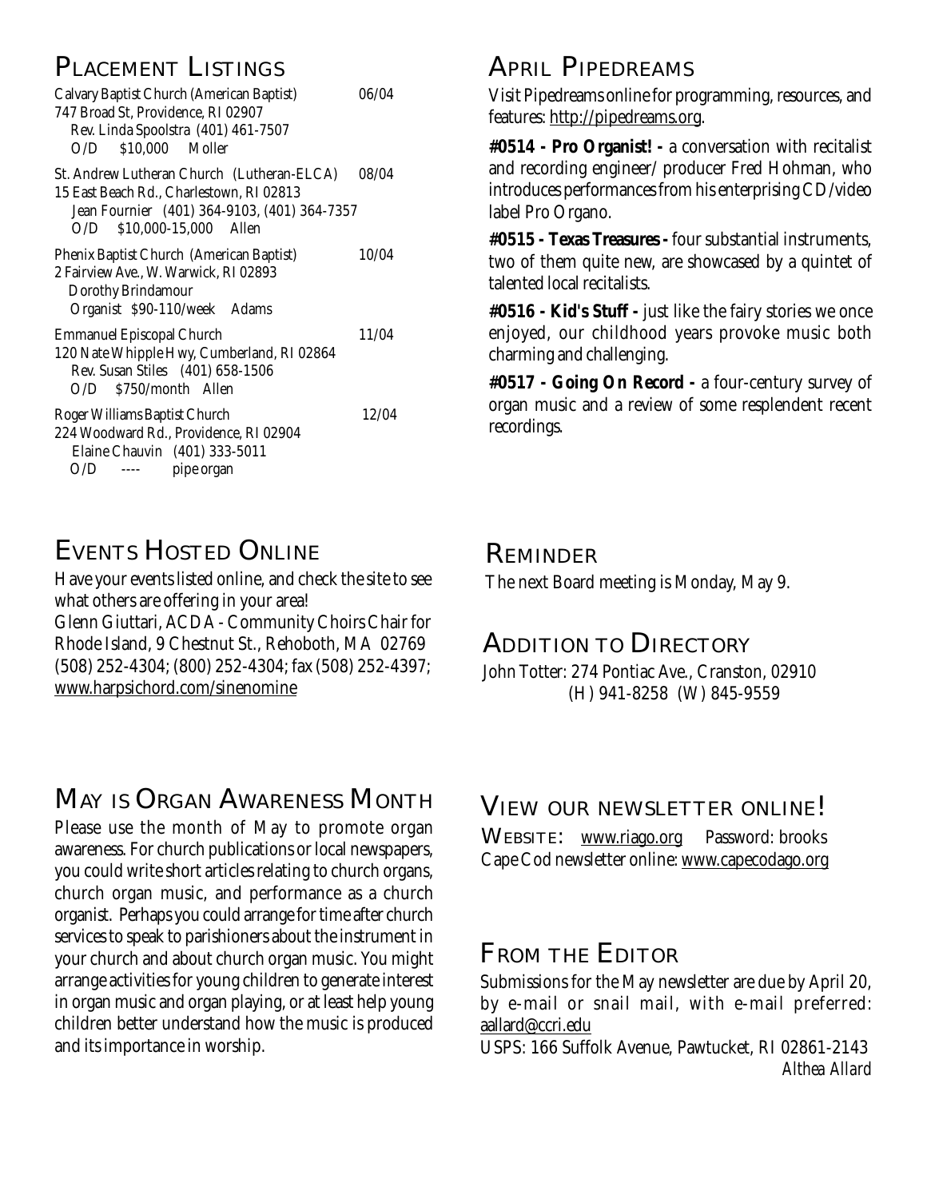## Placement Listings

Calvary Baptist Church (American Baptist) 06/04
747 Broad St, Providence, RI 02907
Rev. Linda Spoolstra (401) 461-7507
O/D $10,000 Moller

St. Andrew Lutheran Church (Lutheran-ELCA) 08/04
15 East Beach Rd., Charlestown, RI 02813
Jean Fournier (401) 364-9103, (401) 364-7357
O/D $10,000-15,000 Allen

Phenix Baptist Church (American Baptist) 10/04
2 Fairview Ave., W. Warwick, RI 02893
Dorothy Brindamour
Organist $90-110/week Adams

Emmanuel Episcopal Church 11/04
120 Nate Whipple Hwy, Cumberland, RI 02864
Rev. Susan Stiles (401) 658-1506
O/D $750/month Allen

Roger Williams Baptist Church 12/04
224 Woodward Rd., Providence, RI 02904
Elaine Chauvin (401) 333-5011
O/D ---- pipe organ

## April Pipedreams

Visit Pipedreams online for programming, resources, and features: http://pipedreams.org.

**#0514 - Pro Organist! -** a conversation with recitalist and recording engineer/ producer Fred Hohman, who introduces performances from his enterprising CD/video label Pro Organo.

**#0515 - Texas Treasures -** four substantial instruments, two of them quite new, are showcased by a quintet of talented local recitalists.

**#0516 - Kid's Stuff -** just like the fairy stories we once enjoyed, our childhood years provoke music both charming and challenging.

**#0517 - Going On Record -** a four-century survey of organ music and a review of some resplendent recent recordings.

## Events Hosted Online

Have your events listed online, and check the site to see what others are offering in your area!
Glenn Giuttari, ACDA - Community Choirs Chair for Rhode Island, 9 Chestnut St., Rehoboth, MA 02769
(508) 252-4304; (800) 252-4304; fax (508) 252-4397;
www.harpsichord.com/sinenomine

## Reminder

The next Board meeting is Monday, May 9.

## Addition to Directory

John Totter: 274 Pontiac Ave., Cranston, 02910
(H) 941-8258 (W) 845-9559

## May is Organ Awareness Month

Please use the month of May to promote organ awareness. For church publications or local newspapers, you could write short articles relating to church organs, church organ music, and performance as a church organist. Perhaps you could arrange for time after church services to speak to parishioners about the instrument in your church and about church organ music. You might arrange activities for young children to generate interest in organ music and organ playing, or at least help young children better understand how the music is produced and its importance in worship.

## View our newsletter online!

Website: www.riago.org Password: brooks
Cape Cod newsletter online: www.capecodago.org

## From the Editor

Submissions for the May newsletter are due by April 20, by e-mail or snail mail, with e-mail preferred: aallard@ccri.edu
USPS: 166 Suffolk Avenue, Pawtucket, RI 02861-2143

*Althea Allard*